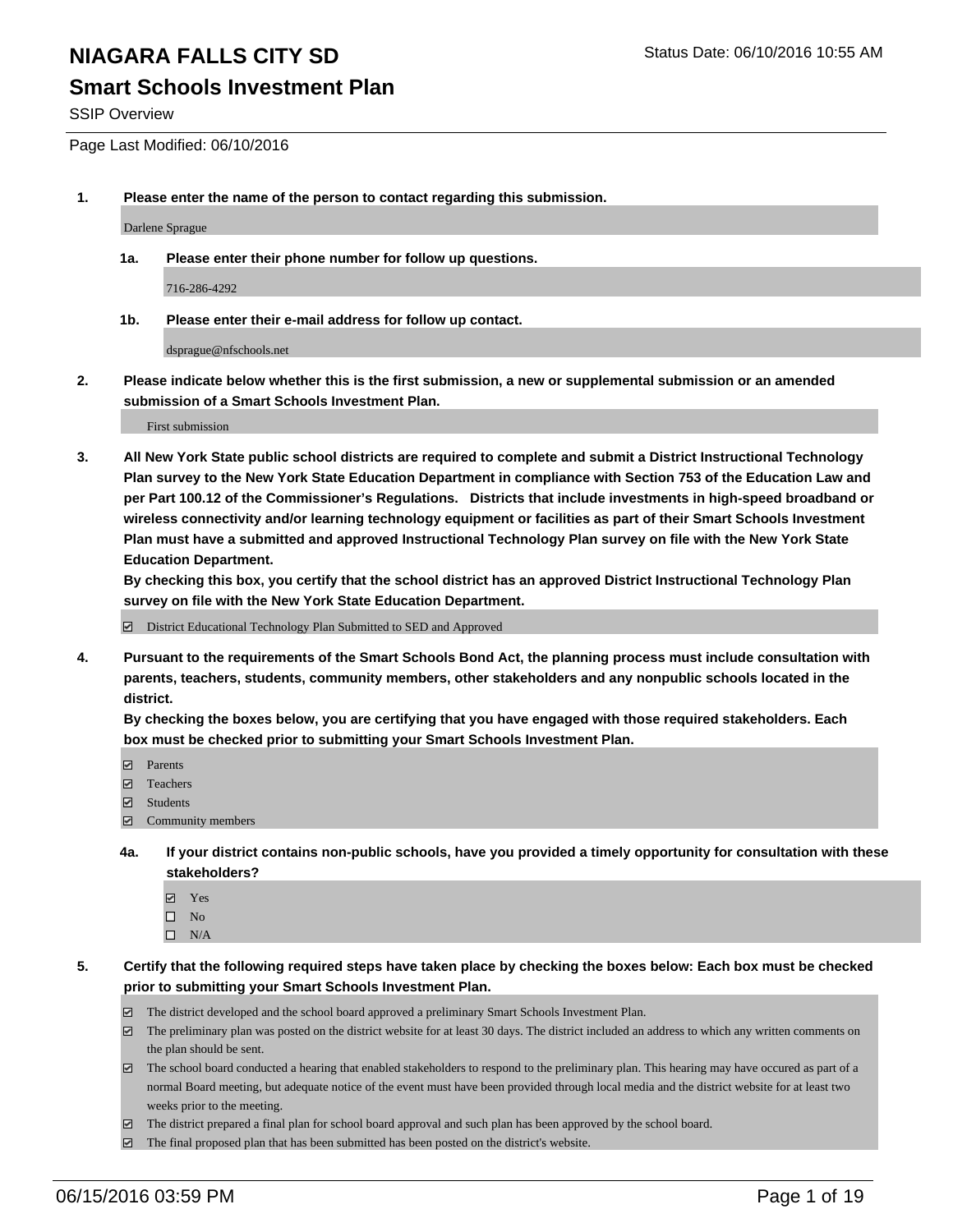# NIAGARA FALLS CITY SD

Status Date: 06/10/2016 10:55 AM

## Smart Schools Investment Plan

SSIP Overview

Page Last Modified: 06/10/2016

**1. Please enter the name of the person to contact regarding this submission.**

Darlene Sprague

**1a. Please enter their phone number for follow up questions.**

716-286-4292

**1b. Please enter their e-mail address for follow up contact.**

dsprague@nfschools.net

**2. Please indicate below whether this is the first submission, a new or supplemental submission or an amended submission of a Smart Schools Investment Plan.**

First submission

**3. All New York State public school districts are required to complete and submit a District Instructional Technology Plan survey to the New York State Education Department in compliance with Section 753 of the Education Law and per Part 100.12 of the Commissioner's Regulations. Districts that include investments in high-speed broadband or wireless connectivity and/or learning technology equipment or facilities as part of their Smart Schools Investment Plan must have a submitted and approved Instructional Technology Plan survey on file with the New York State Education Department.**

**By checking this box, you certify that the school district has an approved District Instructional Technology Plan survey on file with the New York State Education Department.**

- ☑ District Educational Technology Plan Submitted to SED and Approved

**4. Pursuant to the requirements of the Smart Schools Bond Act, the planning process must include consultation with parents, teachers, students, community members, other stakeholders and any nonpublic schools located in the district.**

**By checking the boxes below, you are certifying that you have engaged with those required stakeholders. Each box must be checked prior to submitting your Smart Schools Investment Plan.**

- ☑ Parents
- ☑ Teachers
- ☑ Students
- ☑ Community members

**4a. If your district contains non-public schools, have you provided a timely opportunity for consultation with these stakeholders?**

- ☑ Yes
- ☐ No
- ☐ N/A

**5. Certify that the following required steps have taken place by checking the boxes below: Each box must be checked prior to submitting your Smart Schools Investment Plan.**

- ☑ The district developed and the school board approved a preliminary Smart Schools Investment Plan.
- ☑ The preliminary plan was posted on the district website for at least 30 days. The district included an address to which any written comments on the plan should be sent.
- ☑ The school board conducted a hearing that enabled stakeholders to respond to the preliminary plan. This hearing may have occured as part of a normal Board meeting, but adequate notice of the event must have been provided through local media and the district website for at least two weeks prior to the meeting.
- ☑ The district prepared a final plan for school board approval and such plan has been approved by the school board.
- ☑ The final proposed plan that has been submitted has been posted on the district's website.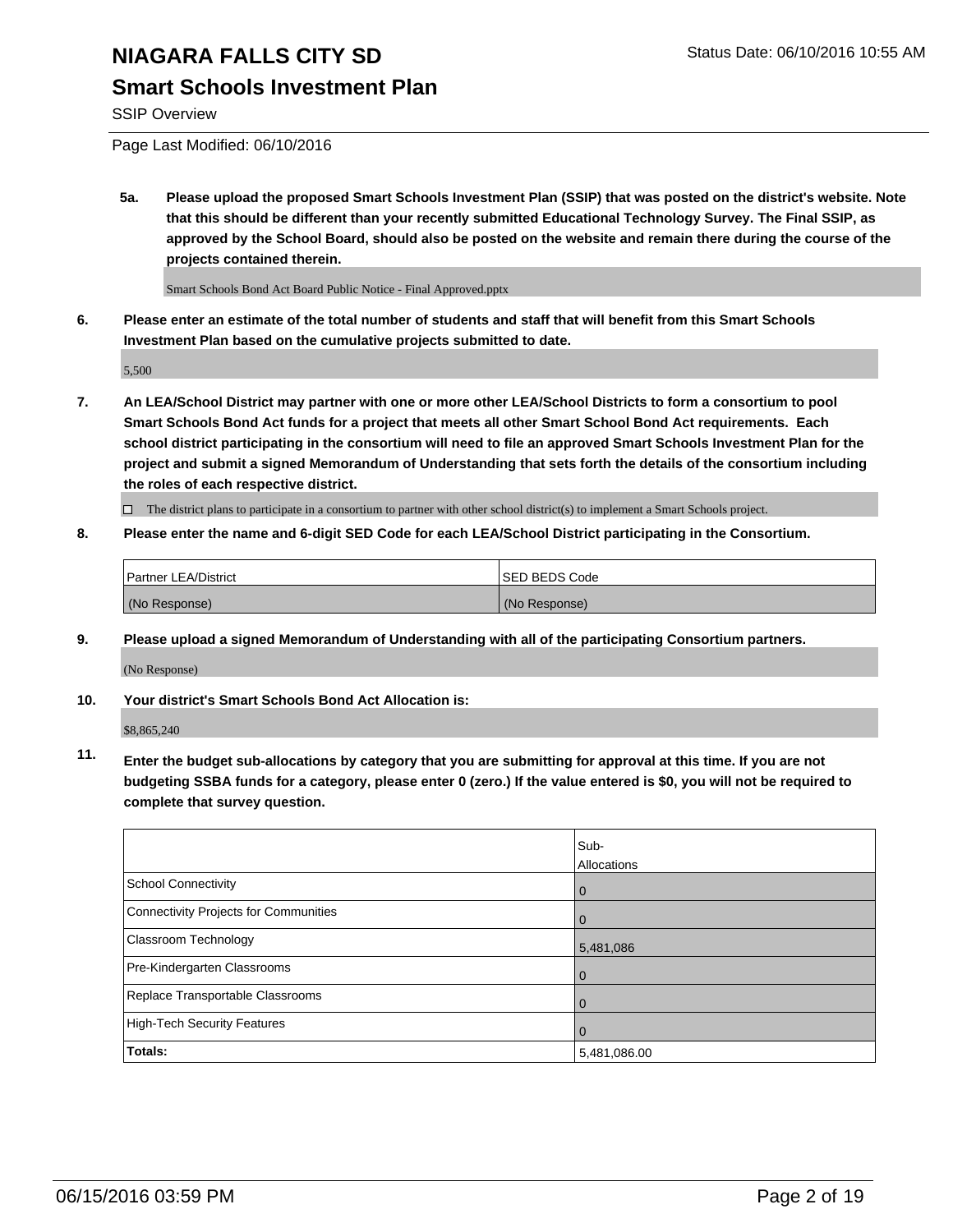# NIAGARA FALLS CITY SD

Status Date: 06/10/2016 10:55 AM

## Smart Schools Investment Plan

SSIP Overview

Page Last Modified: 06/10/2016

**5a. Please upload the proposed Smart Schools Investment Plan (SSIP) that was posted on the district's website. Note that this should be different than your recently submitted Educational Technology Survey. The Final SSIP, as approved by the School Board, should also be posted on the website and remain there during the course of the projects contained therein.**

Smart Schools Bond Act Board Public Notice - Final Approved.pptx

**6. Please enter an estimate of the total number of students and staff that will benefit from this Smart Schools Investment Plan based on the cumulative projects submitted to date.**

5,500

**7. An LEA/School District may partner with one or more other LEA/School Districts to form a consortium to pool Smart Schools Bond Act funds for a project that meets all other Smart School Bond Act requirements. Each school district participating in the consortium will need to file an approved Smart Schools Investment Plan for the project and submit a signed Memorandum of Understanding that sets forth the details of the consortium including the roles of each respective district.**

☐ The district plans to participate in a consortium to partner with other school district(s) to implement a Smart Schools project.

**8. Please enter the name and 6-digit SED Code for each LEA/School District participating in the Consortium.**

| Partner LEA/District | SED BEDS Code |
|---|---|
| (No Response) | (No Response) |

**9. Please upload a signed Memorandum of Understanding with all of the participating Consortium partners.**

(No Response)

**10. Your district's Smart Schools Bond Act Allocation is:**

$8,865,240

**11. Enter the budget sub-allocations by category that you are submitting for approval at this time. If you are not budgeting SSBA funds for a category, please enter 0 (zero.) If the value entered is $0, you will not be required to complete that survey question.**

| | Sub-Allocations |
|---|---|
| School Connectivity | 0 |
| Connectivity Projects for Communities | 0 |
| Classroom Technology | 5,481,086 |
| Pre-Kindergarten Classrooms | 0 |
| Replace Transportable Classrooms | 0 |
| High-Tech Security Features | 0 |
| **Totals:** | 5,481,086.00 |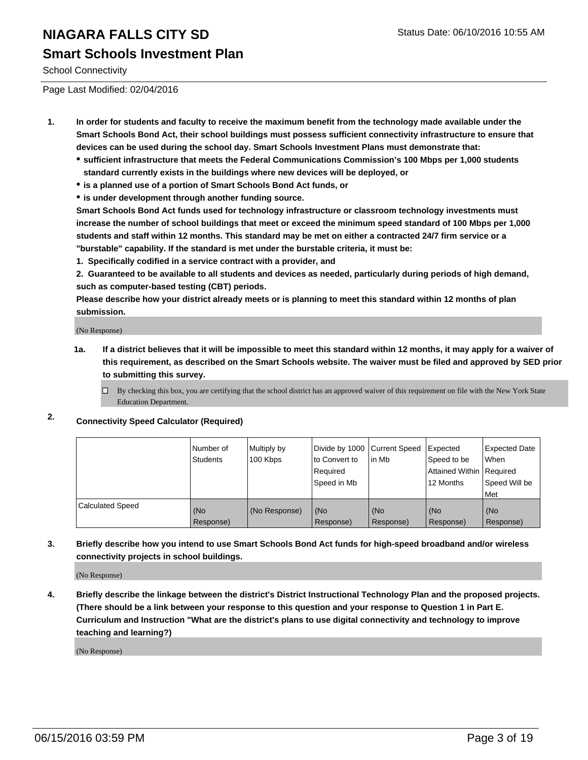# NIAGARA FALLS CITY SD

## Smart Schools Investment Plan

School Connectivity

Page Last Modified: 02/04/2016

**1. In order for students and faculty to receive the maximum benefit from the technology made available under the Smart Schools Bond Act, their school buildings must possess sufficient connectivity infrastructure to ensure that devices can be used during the school day. Smart Schools Investment Plans must demonstrate that:**

- **sufficient infrastructure that meets the Federal Communications Commission's 100 Mbps per 1,000 students standard currently exists in the buildings where new devices will be deployed, or**
- **is a planned use of a portion of Smart Schools Bond Act funds, or**
- **is under development through another funding source.**

**Smart Schools Bond Act funds used for technology infrastructure or classroom technology investments must increase the number of school buildings that meet or exceed the minimum speed standard of 100 Mbps per 1,000 students and staff within 12 months. This standard may be met on either a contracted 24/7 firm service or a "burstable" capability. If the standard is met under the burstable criteria, it must be:**

**1. Specifically codified in a service contract with a provider, and**

**2. Guaranteed to be available to all students and devices as needed, particularly during periods of high demand, such as computer-based testing (CBT) periods.**

**Please describe how your district already meets or is planning to meet this standard within 12 months of plan submission.**

(No Response)

**1a. If a district believes that it will be impossible to meet this standard within 12 months, it may apply for a waiver of this requirement, as described on the Smart Schools website. The waiver must be filed and approved by SED prior to submitting this survey.**

☐ By checking this box, you are certifying that the school district has an approved waiver of this requirement on file with the New York State Education Department.

**2. Connectivity Speed Calculator (Required)**

| | Number of Students | Multiply by 100 Kbps | Divide by 1000 to Convert to Required Speed in Mb | Current Speed in Mb | Expected Speed to be Attained Within 12 Months | Expected Date When Required Speed Will be Met |
|---|---|---|---|---|---|---|
| Calculated Speed | (No Response) | (No Response) | (No Response) | (No Response) | (No Response) | (No Response) |

**3. Briefly describe how you intend to use Smart Schools Bond Act funds for high-speed broadband and/or wireless connectivity projects in school buildings.**

(No Response)

**4. Briefly describe the linkage between the district's District Instructional Technology Plan and the proposed projects. (There should be a link between your response to this question and your response to Question 1 in Part E. Curriculum and Instruction "What are the district's plans to use digital connectivity and technology to improve teaching and learning?)**

(No Response)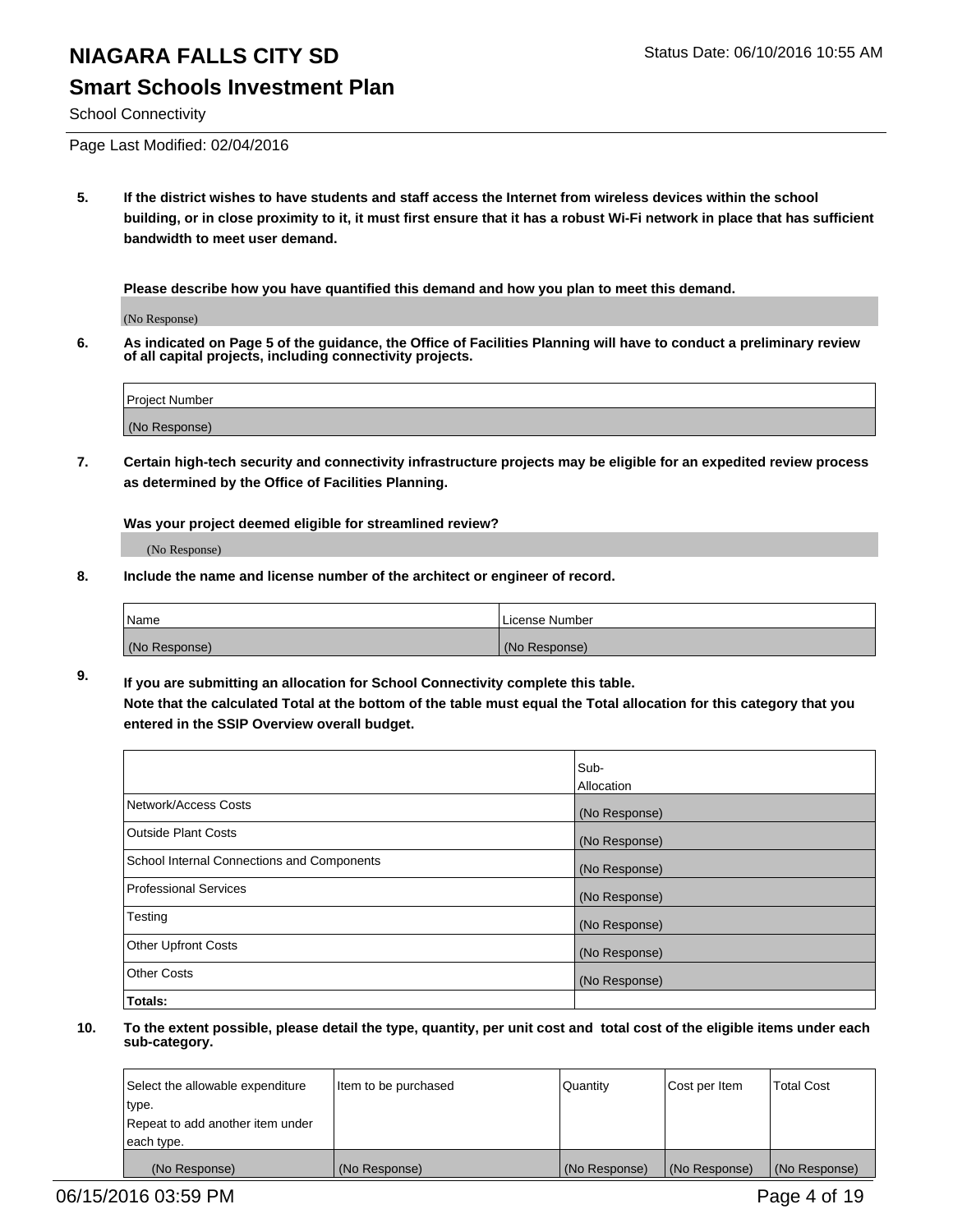# NIAGARA FALLS CITY SD

Status Date: 06/10/2016 10:55 AM

## Smart Schools Investment Plan

School Connectivity

Page Last Modified: 02/04/2016

**5. If the district wishes to have students and staff access the Internet from wireless devices within the school building, or in close proximity to it, it must first ensure that it has a robust Wi-Fi network in place that has sufficient bandwidth to meet user demand.**

**Please describe how you have quantified this demand and how you plan to meet this demand.**

(No Response)

**6. As indicated on Page 5 of the guidance, the Office of Facilities Planning will have to conduct a preliminary review of all capital projects, including connectivity projects.**

| Project Number |
|---|
| (No Response) |

**7. Certain high-tech security and connectivity infrastructure projects may be eligible for an expedited review process as determined by the Office of Facilities Planning.**

**Was your project deemed eligible for streamlined review?**

(No Response)

**8. Include the name and license number of the architect or engineer of record.**

| Name | License Number |
|---|---|
| (No Response) | (No Response) |

**9. If you are submitting an allocation for School Connectivity complete this table.**
**Note that the calculated Total at the bottom of the table must equal the Total allocation for this category that you entered in the SSIP Overview overall budget.**

| | Sub-Allocation |
|---|---|
| Network/Access Costs | (No Response) |
| Outside Plant Costs | (No Response) |
| School Internal Connections and Components | (No Response) |
| Professional Services | (No Response) |
| Testing | (No Response) |
| Other Upfront Costs | (No Response) |
| Other Costs | (No Response) |
| **Totals:** | |

**10. To the extent possible, please detail the type, quantity, per unit cost and total cost of the eligible items under each sub-category.**

| Select the allowable expenditure type. Repeat to add another item under each type. | Item to be purchased | Quantity | Cost per Item | Total Cost |
|---|---|---|---|---|
| (No Response) | (No Response) | (No Response) | (No Response) | (No Response) |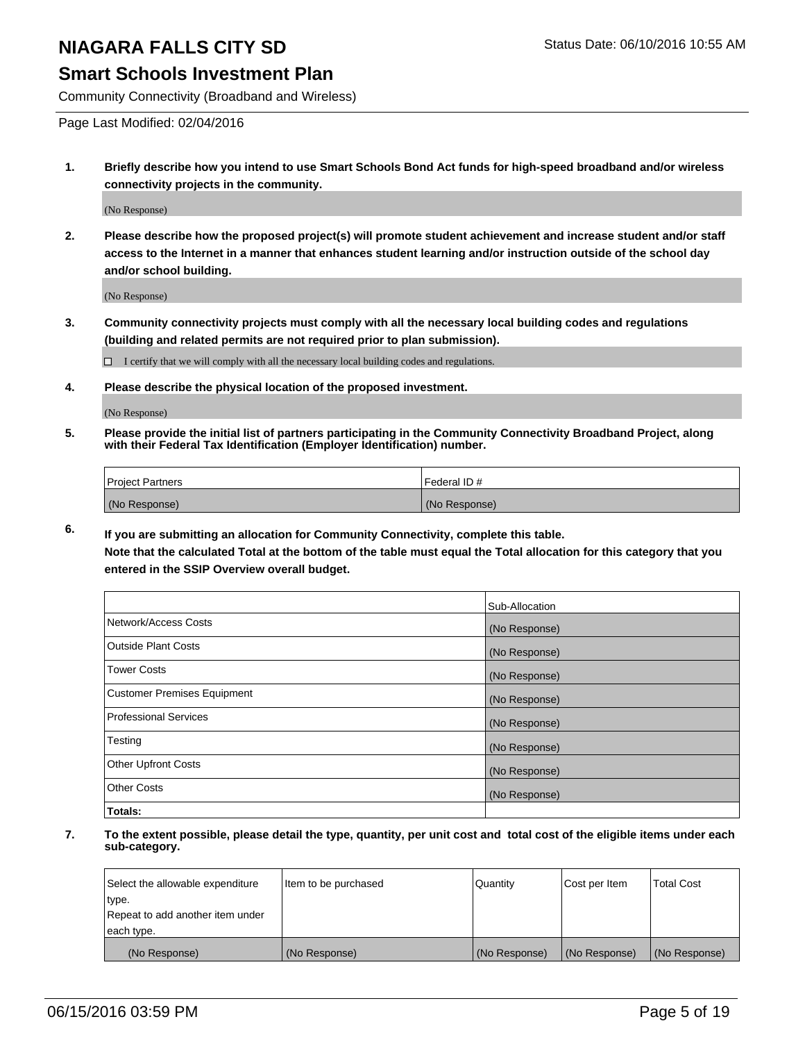# NIAGARA FALLS CITY SD

Status Date: 06/10/2016 10:55 AM

## Smart Schools Investment Plan

Community Connectivity (Broadband and Wireless)

Page Last Modified: 02/04/2016

**1. Briefly describe how you intend to use Smart Schools Bond Act funds for high-speed broadband and/or wireless connectivity projects in the community.**

(No Response)

**2. Please describe how the proposed project(s) will promote student achievement and increase student and/or staff access to the Internet in a manner that enhances student learning and/or instruction outside of the school day and/or school building.**

(No Response)

**3. Community connectivity projects must comply with all the necessary local building codes and regulations (building and related permits are not required prior to plan submission).**

☐ I certify that we will comply with all the necessary local building codes and regulations.

**4. Please describe the physical location of the proposed investment.**

(No Response)

**5. Please provide the initial list of partners participating in the Community Connectivity Broadband Project, along with their Federal Tax Identification (Employer Identification) number.**

| Project Partners | Federal ID # |
|---|---|
| (No Response) | (No Response) |

**6. If you are submitting an allocation for Community Connectivity, complete this table.**
**Note that the calculated Total at the bottom of the table must equal the Total allocation for this category that you entered in the SSIP Overview overall budget.**

| | Sub-Allocation |
|---|---|
| Network/Access Costs | (No Response) |
| Outside Plant Costs | (No Response) |
| Tower Costs | (No Response) |
| Customer Premises Equipment | (No Response) |
| Professional Services | (No Response) |
| Testing | (No Response) |
| Other Upfront Costs | (No Response) |
| Other Costs | (No Response) |
| **Totals:** | |

**7. To the extent possible, please detail the type, quantity, per unit cost and total cost of the eligible items under each sub-category.**

| Select the allowable expenditure type. Repeat to add another item under each type. | Item to be purchased | Quantity | Cost per Item | Total Cost |
|---|---|---|---|---|
| (No Response) | (No Response) | (No Response) | (No Response) | (No Response) |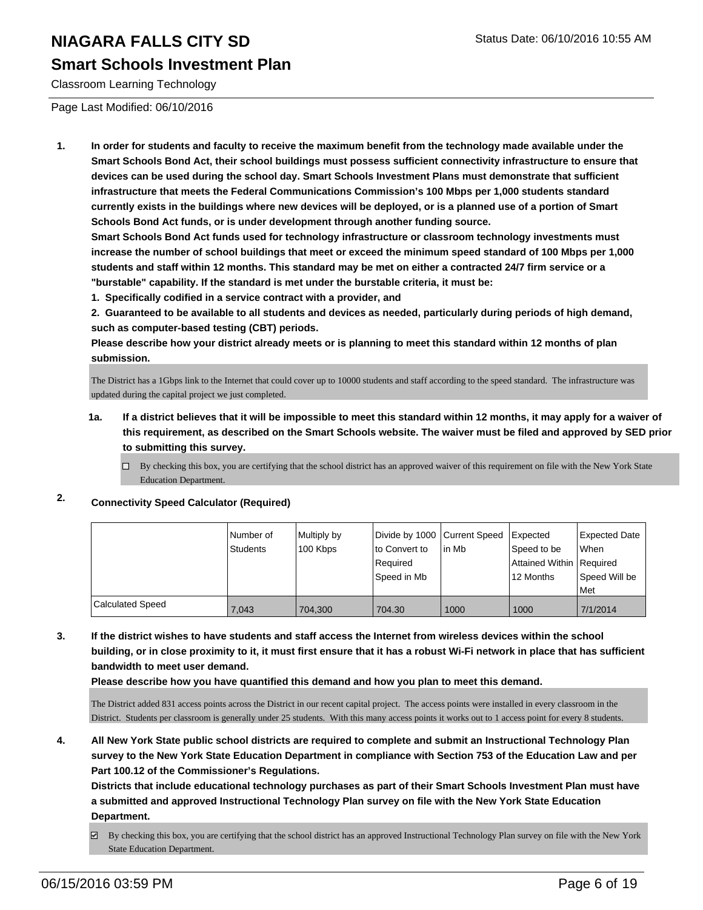# NIAGARA FALLS CITY SD

Status Date: 06/10/2016 10:55 AM

## Smart Schools Investment Plan

Classroom Learning Technology

Page Last Modified: 06/10/2016

1. **In order for students and faculty to receive the maximum benefit from the technology made available under the Smart Schools Bond Act, their school buildings must possess sufficient connectivity infrastructure to ensure that devices can be used during the school day. Smart Schools Investment Plans must demonstrate that sufficient infrastructure that meets the Federal Communications Commission's 100 Mbps per 1,000 students standard currently exists in the buildings where new devices will be deployed, or is a planned use of a portion of Smart Schools Bond Act funds, or is under development through another funding source.**

   **Smart Schools Bond Act funds used for technology infrastructure or classroom technology investments must increase the number of school buildings that meet or exceed the minimum speed standard of 100 Mbps per 1,000 students and staff within 12 months. This standard may be met on either a contracted 24/7 firm service or a "burstable" capability. If the standard is met under the burstable criteria, it must be:**

   **1. Specifically codified in a service contract with a provider, and**

   **2. Guaranteed to be available to all students and devices as needed, particularly during periods of high demand, such as computer-based testing (CBT) periods.**

   **Please describe how your district already meets or is planning to meet this standard within 12 months of plan submission.**

   The District has a 1Gbps link to the Internet that could cover up to 10000 students and staff according to the speed standard. The infrastructure was updated during the capital project we just completed.

   **1a. If a district believes that it will be impossible to meet this standard within 12 months, it may apply for a waiver of this requirement, as described on the Smart Schools website. The waiver must be filed and approved by SED prior to submitting this survey.**

   ☐ By checking this box, you are certifying that the school district has an approved waiver of this requirement on file with the New York State Education Department.

2. **Connectivity Speed Calculator (Required)**

| | Number of Students | Multiply by 100 Kbps | Divide by 1000 to Convert to Required Speed in Mb | Current Speed in Mb | Expected Speed to be Attained Within 12 Months | Expected Date When Required Speed Will be Met |
|---|---|---|---|---|---|---|
| Calculated Speed | 7,043 | 704,300 | 704.30 | 1000 | 1000 | 7/1/2014 |

3. **If the district wishes to have students and staff access the Internet from wireless devices within the school building, or in close proximity to it, it must first ensure that it has a robust Wi-Fi network in place that has sufficient bandwidth to meet user demand.**

   **Please describe how you have quantified this demand and how you plan to meet this demand.**

   The District added 831 access points across the District in our recent capital project. The access points were installed in every classroom in the District. Students per classroom is generally under 25 students. With this many access points it works out to 1 access point for every 8 students.

4. **All New York State public school districts are required to complete and submit an Instructional Technology Plan survey to the New York State Education Department in compliance with Section 753 of the Education Law and per Part 100.12 of the Commissioner's Regulations.**

   **Districts that include educational technology purchases as part of their Smart Schools Investment Plan must have a submitted and approved Instructional Technology Plan survey on file with the New York State Education Department.**

   ☑ By checking this box, you are certifying that the school district has an approved Instructional Technology Plan survey on file with the New York State Education Department.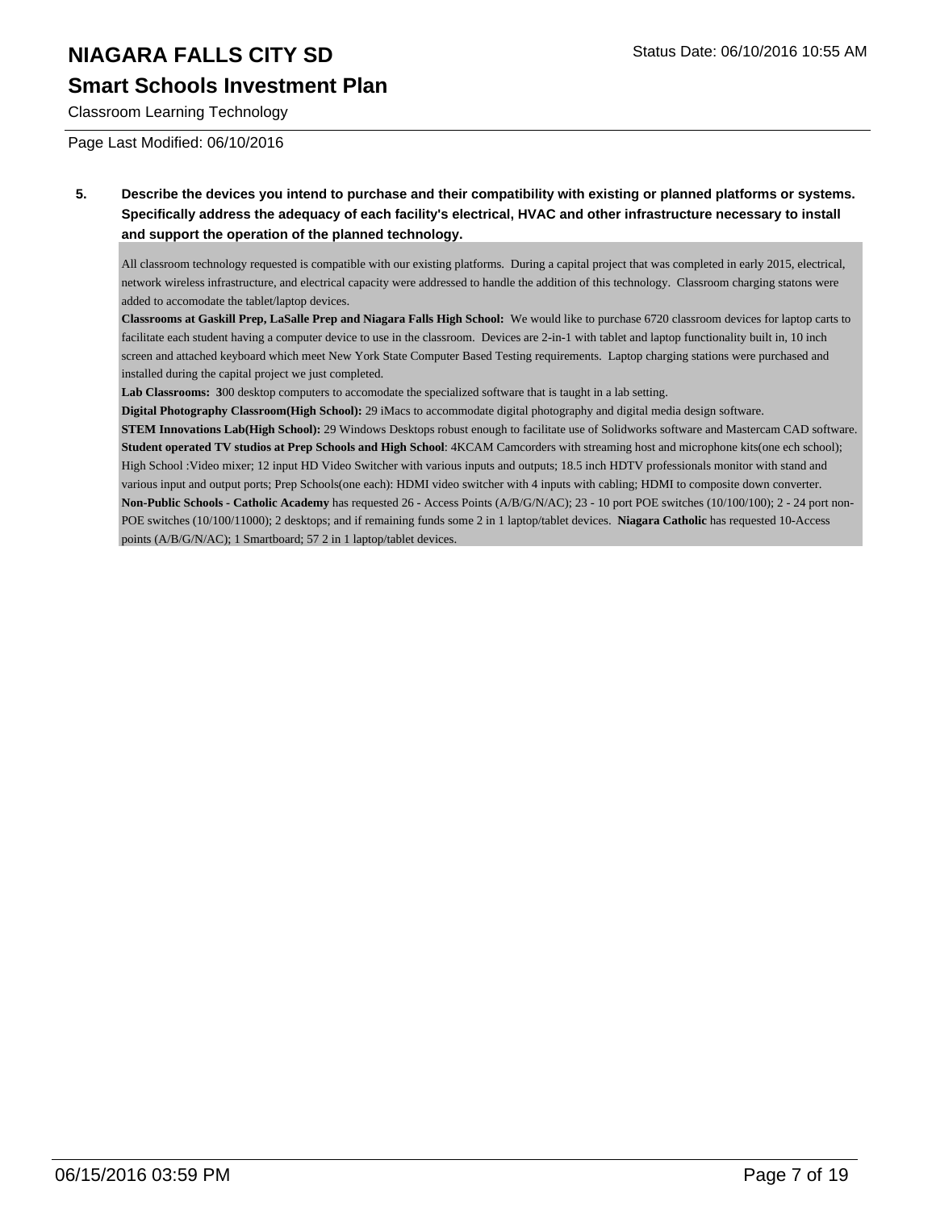# NIAGARA FALLS CITY SD

## Smart Schools Investment Plan

Classroom Learning Technology

Page Last Modified: 06/10/2016

**5. Describe the devices you intend to purchase and their compatibility with existing or planned platforms or systems. Specifically address the adequacy of each facility's electrical, HVAC and other infrastructure necessary to install and support the operation of the planned technology.**

All classroom technology requested is compatible with our existing platforms. During a capital project that was completed in early 2015, electrical, network wireless infrastructure, and electrical capacity were addressed to handle the addition of this technology. Classroom charging statons were added to accomodate the tablet/laptop devices.

**Classrooms at Gaskill Prep, LaSalle Prep and Niagara Falls High School:** We would like to purchase 6720 classroom devices for laptop carts to facilitate each student having a computer device to use in the classroom. Devices are 2-in-1 with tablet and laptop functionality built in, 10 inch screen and attached keyboard which meet New York State Computer Based Testing requirements. Laptop charging stations were purchased and installed during the capital project we just completed.

**Lab Classrooms: 3**00 desktop computers to accomodate the specialized software that is taught in a lab setting.

**Digital Photography Classroom(High School):** 29 iMacs to accommodate digital photography and digital media design software.

**STEM Innovations Lab(High School):** 29 Windows Desktops robust enough to facilitate use of Solidworks software and Mastercam CAD software.

**Student operated TV studios at Prep Schools and High School**: 4KCAM Camcorders with streaming host and microphone kits(one ech school); High School :Video mixer; 12 input HD Video Switcher with various inputs and outputs; 18.5 inch HDTV professionals monitor with stand and various input and output ports; Prep Schools(one each): HDMI video switcher with 4 inputs with cabling; HDMI to composite down converter.

**Non-Public Schools - Catholic Academy** has requested 26 - Access Points (A/B/G/N/AC); 23 - 10 port POE switches (10/100/100); 2 - 24 port non-POE switches (10/100/11000); 2 desktops; and if remaining funds some 2 in 1 laptop/tablet devices. **Niagara Catholic** has requested 10-Access points (A/B/G/N/AC); 1 Smartboard; 57 2 in 1 laptop/tablet devices.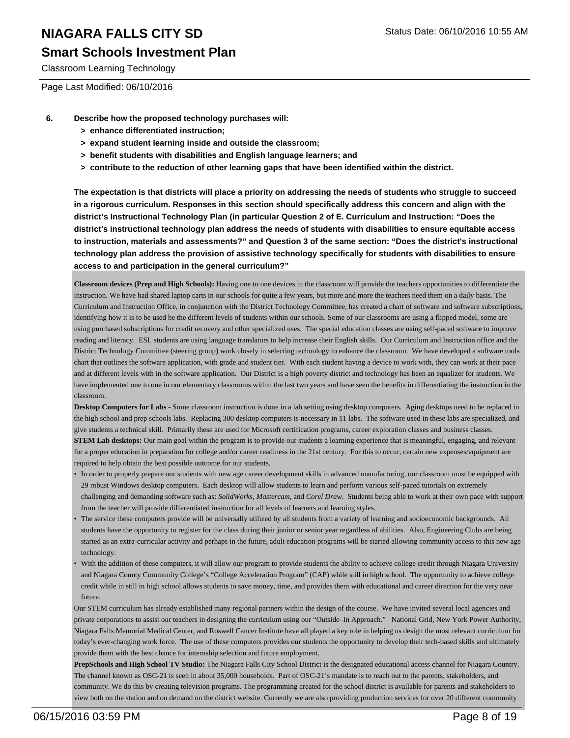6. **Describe how the proposed technology purchases will:**
   - **> enhance differentiated instruction;**
   - **> expand student learning inside and outside the classroom;**
   - **> benefit students with disabilities and English language learners; and**
   - **> contribute to the reduction of other learning gaps that have been identified within the district.**

   **The expectation is that districts will place a priority on addressing the needs of students who struggle to succeed in a rigorous curriculum. Responses in this section should specifically address this concern and align with the district's Instructional Technology Plan (in particular Question 2 of E. Curriculum and Instruction: "Does the district's instructional technology plan address the needs of students with disabilities to ensure equitable access to instruction, materials and assessments?" and Question 3 of the same section: "Does the district's instructional technology plan address the provision of assistive technology specifically for students with disabilities to ensure access to and participation in the general curriculum?"**

**Classroom devices (Prep and High Schools):** Having one to one devices in the classroom will provide the teachers opportunities to differentiate the instruction. We have had shared laptop carts in our schools for quite a few years, but more and more the teachers need them on a daily basis. The Curriculum and Instruction Office, in conjunction with the District Technology Committee, has created a chart of software and software subscriptions, identifying how it is to be used be the different levels of students within our schools. Some of our classrooms are using a flipped model, some are using purchased subscriptions for credit recovery and other specialized uses. The special education classes are using self-paced software to improve reading and literacy. ESL students are using language translators to help increase their English skills. Our Curriculum and Instruction office and the District Technology Committee (steering group) work closely in selecting technology to enhance the classroom. We have developed a software tools chart that outlines the software application, with grade and student tier. With each student having a device to work with, they can work at their pace and at different levels with in the software application. Our District is a high poverty district and technology has been an equalizer for students. We have implemented one to one in our elementary classrooms within the last two years and have seen the benefits in differentiating the instruction in the classroom.

**Desktop Computers for Labs** - Some classroom instruction is done in a lab setting using desktop computers. Aging desktops need to be replaced in the high school and prep schools labs. Replacing 300 desktop computers is necessary in 11 labs. The software used in these labs are specialized, and give students a technical skill. Primarily these are used for Microsoft certification programs, career exploration classes and business classes.

**STEM Lab desktops:** Our main goal within the program is to provide our students a learning experience that is meaningful, engaging, and relevant for a proper education in preparation for college and/or career readiness in the 21st century. For this to occur, certain new expenses/equipment are required to help obtain the best possible outcome for our students.

- In order to properly prepare our students with new age career development skills in advanced manufacturing, our classroom must be equipped with 29 robust Windows desktop computers. Each desktop will allow students to learn and perform various self-paced tutorials on extremely challenging and demanding software such as: *SolidWorks*, *Mastercam*, and *Corel Draw*. Students being able to work at their own pace with support from the teacher will provide differentiated instruction for all levels of learners and learning styles.
- The service these computers provide will be universally utilized by all students from a variety of learning and socioeconomic backgrounds. All students have the opportunity to register for the class during their junior or senior year regardless of abilities. Also, Engineering Clubs are being started as an extra-curricular activity and perhaps in the future, adult education programs will be started allowing community access to this new age technology.
- With the addition of these computers, it will allow our program to provide students the ability to achieve college credit through Niagara University and Niagara County Community College's "College Acceleration Program" (CAP) while still in high school. The opportunity to achieve college credit while in still in high school allows students to save money, time, and provides them with educational and career direction for the very near future.

Our STEM curriculum has already established many regional partners within the design of the course. We have invited several local agencies and private corporations to assist our teachers in designing the curriculum using our "Outside–In Approach." National Grid, New York Power Authority, Niagara Falls Memorial Medical Center, and Roswell Cancer Institute have all played a key role in helping us design the most relevant curriculum for today's ever-changing work force. The use of these computers provides our students the opportunity to develop their tech-based skills and ultimately provide them with the best chance for internship selection and future employment.

**PrepSchools and High School TV Studio:** The Niagara Falls City School District is the designated educational access channel for Niagara Country. The channel known as OSC-21 is seen in about 35,000 households. Part of OSC-21's mandate is to reach out to the parents, stakeholders, and community. We do this by creating television programs. The programming created for the school district is available for parents and stakeholders to view both on the station and on demand on the district website. Currently we are also providing production services for over 20 different community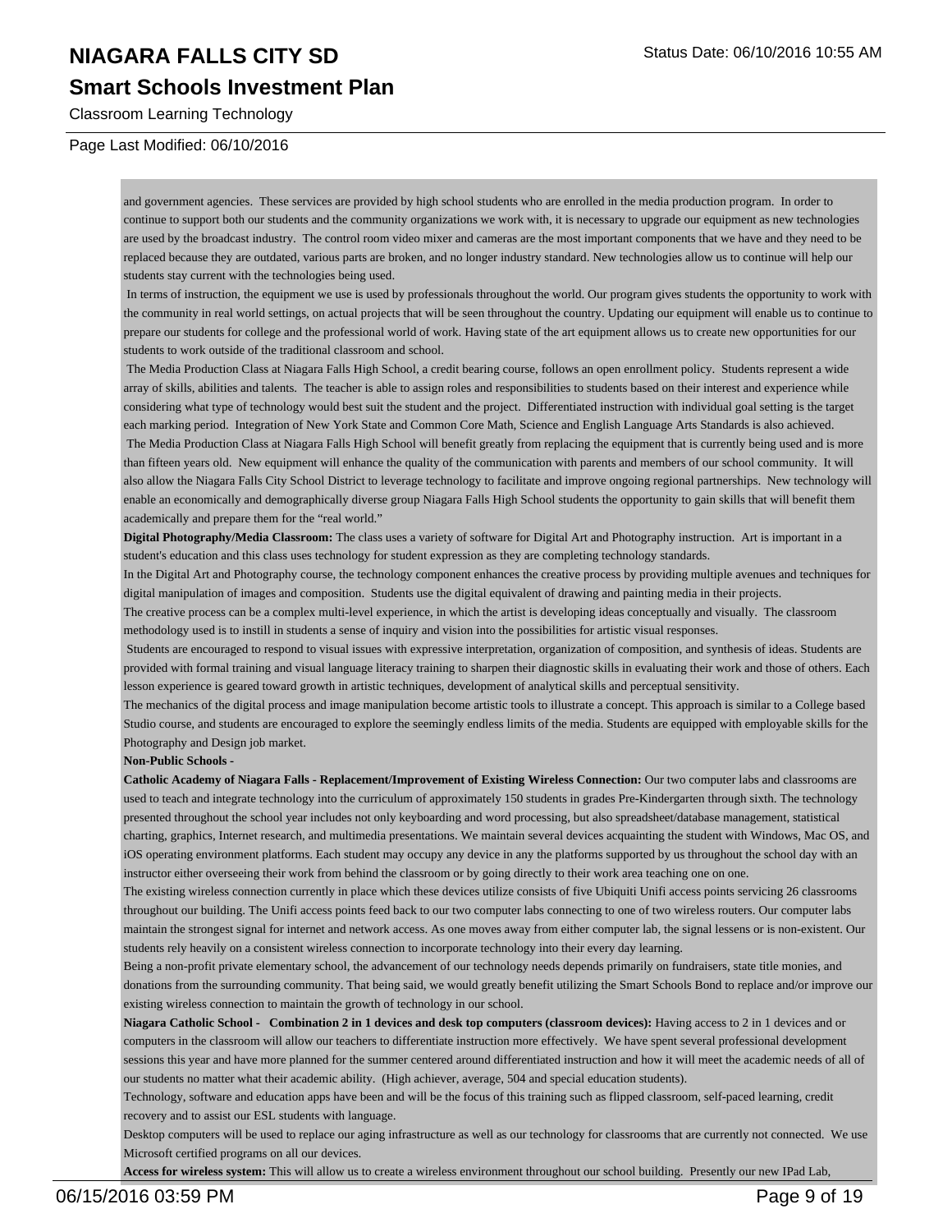and government agencies. These services are provided by high school students who are enrolled in the media production program. In order to continue to support both our students and the community organizations we work with, it is necessary to upgrade our equipment as new technologies are used by the broadcast industry. The control room video mixer and cameras are the most important components that we have and they need to be replaced because they are outdated, various parts are broken, and no longer industry standard. New technologies allow us to continue will help our students stay current with the technologies being used.

In terms of instruction, the equipment we use is used by professionals throughout the world. Our program gives students the opportunity to work with the community in real world settings, on actual projects that will be seen throughout the country. Updating our equipment will enable us to continue to prepare our students for college and the professional world of work. Having state of the art equipment allows us to create new opportunities for our students to work outside of the traditional classroom and school.

The Media Production Class at Niagara Falls High School, a credit bearing course, follows an open enrollment policy. Students represent a wide array of skills, abilities and talents. The teacher is able to assign roles and responsibilities to students based on their interest and experience while considering what type of technology would best suit the student and the project. Differentiated instruction with individual goal setting is the target each marking period. Integration of New York State and Common Core Math, Science and English Language Arts Standards is also achieved.

The Media Production Class at Niagara Falls High School will benefit greatly from replacing the equipment that is currently being used and is more than fifteen years old. New equipment will enhance the quality of the communication with parents and members of our school community. It will also allow the Niagara Falls City School District to leverage technology to facilitate and improve ongoing regional partnerships. New technology will enable an economically and demographically diverse group Niagara Falls High School students the opportunity to gain skills that will benefit them academically and prepare them for the "real world."

**Digital Photography/Media Classroom:** The class uses a variety of software for Digital Art and Photography instruction. Art is important in a student's education and this class uses technology for student expression as they are completing technology standards.

In the Digital Art and Photography course, the technology component enhances the creative process by providing multiple avenues and techniques for digital manipulation of images and composition. Students use the digital equivalent of drawing and painting media in their projects.

The creative process can be a complex multi-level experience, in which the artist is developing ideas conceptually and visually. The classroom methodology used is to instill in students a sense of inquiry and vision into the possibilities for artistic visual responses.

Students are encouraged to respond to visual issues with expressive interpretation, organization of composition, and synthesis of ideas. Students are provided with formal training and visual language literacy training to sharpen their diagnostic skills in evaluating their work and those of others. Each lesson experience is geared toward growth in artistic techniques, development of analytical skills and perceptual sensitivity.

The mechanics of the digital process and image manipulation become artistic tools to illustrate a concept. This approach is similar to a College based Studio course, and students are encouraged to explore the seemingly endless limits of the media. Students are equipped with employable skills for the Photography and Design job market.

**Non-Public Schools -**

**Catholic Academy of Niagara Falls - Replacement/Improvement of Existing Wireless Connection:** Our two computer labs and classrooms are used to teach and integrate technology into the curriculum of approximately 150 students in grades Pre-Kindergarten through sixth. The technology presented throughout the school year includes not only keyboarding and word processing, but also spreadsheet/database management, statistical charting, graphics, Internet research, and multimedia presentations. We maintain several devices acquainting the student with Windows, Mac OS, and iOS operating environment platforms. Each student may occupy any device in any the platforms supported by us throughout the school day with an instructor either overseeing their work from behind the classroom or by going directly to their work area teaching one on one.

The existing wireless connection currently in place which these devices utilize consists of five Ubiquiti Unifi access points servicing 26 classrooms throughout our building. The Unifi access points feed back to our two computer labs connecting to one of two wireless routers. Our computer labs maintain the strongest signal for internet and network access. As one moves away from either computer lab, the signal lessens or is non-existent. Our students rely heavily on a consistent wireless connection to incorporate technology into their every day learning.

Being a non-profit private elementary school, the advancement of our technology needs depends primarily on fundraisers, state title monies, and donations from the surrounding community. That being said, we would greatly benefit utilizing the Smart Schools Bond to replace and/or improve our existing wireless connection to maintain the growth of technology in our school.

**Niagara Catholic School - Combination 2 in 1 devices and desk top computers (classroom devices):** Having access to 2 in 1 devices and or computers in the classroom will allow our teachers to differentiate instruction more effectively. We have spent several professional development sessions this year and have more planned for the summer centered around differentiated instruction and how it will meet the academic needs of all of our students no matter what their academic ability. (High achiever, average, 504 and special education students).

Technology, software and education apps have been and will be the focus of this training such as flipped classroom, self-paced learning, credit recovery and to assist our ESL students with language.

Desktop computers will be used to replace our aging infrastructure as well as our technology for classrooms that are currently not connected. We use Microsoft certified programs on all our devices.

**Access for wireless system:** This will allow us to create a wireless environment throughout our school building. Presently our new IPad Lab,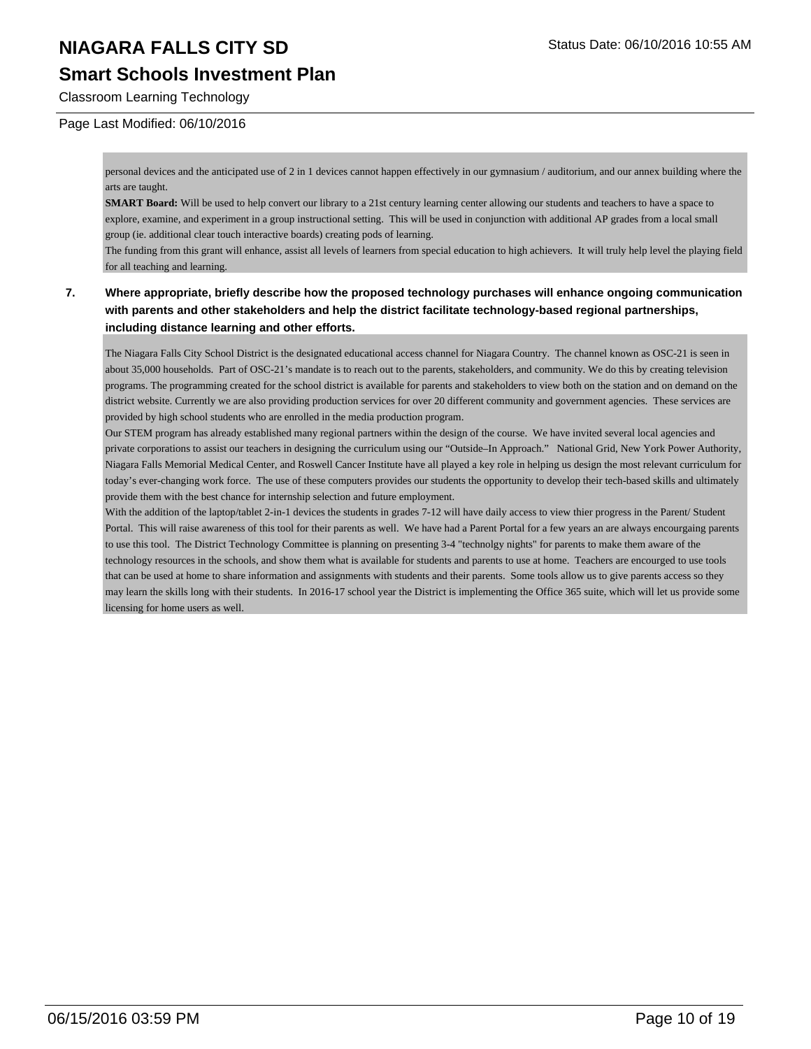personal devices and the anticipated use of 2 in 1 devices cannot happen effectively in our gymnasium / auditorium, and our annex building where the arts are taught.

**SMART Board:** Will be used to help convert our library to a 21st century learning center allowing our students and teachers to have a space to explore, examine, and experiment in a group instructional setting. This will be used in conjunction with additional AP grades from a local small group (ie. additional clear touch interactive boards) creating pods of learning.

The funding from this grant will enhance, assist all levels of learners from special education to high achievers. It will truly help level the playing field for all teaching and learning.

**7. Where appropriate, briefly describe how the proposed technology purchases will enhance ongoing communication with parents and other stakeholders and help the district facilitate technology-based regional partnerships, including distance learning and other efforts.**

The Niagara Falls City School District is the designated educational access channel for Niagara Country. The channel known as OSC-21 is seen in about 35,000 households. Part of OSC-21's mandate is to reach out to the parents, stakeholders, and community. We do this by creating television programs. The programming created for the school district is available for parents and stakeholders to view both on the station and on demand on the district website. Currently we are also providing production services for over 20 different community and government agencies. These services are provided by high school students who are enrolled in the media production program.

Our STEM program has already established many regional partners within the design of the course. We have invited several local agencies and private corporations to assist our teachers in designing the curriculum using our "Outside–In Approach." National Grid, New York Power Authority, Niagara Falls Memorial Medical Center, and Roswell Cancer Institute have all played a key role in helping us design the most relevant curriculum for today's ever-changing work force. The use of these computers provides our students the opportunity to develop their tech-based skills and ultimately provide them with the best chance for internship selection and future employment.

With the addition of the laptop/tablet 2-in-1 devices the students in grades 7-12 will have daily access to view thier progress in the Parent/ Student Portal. This will raise awareness of this tool for their parents as well. We have had a Parent Portal for a few years an are always encourgaing parents to use this tool. The District Technology Committee is planning on presenting 3-4 "technolgy nights" for parents to make them aware of the technology resources in the schools, and show them what is available for students and parents to use at home. Teachers are encourged to use tools that can be used at home to share information and assignments with students and their parents. Some tools allow us to give parents access so they may learn the skills long with their students. In 2016-17 school year the District is implementing the Office 365 suite, which will let us provide some licensing for home users as well.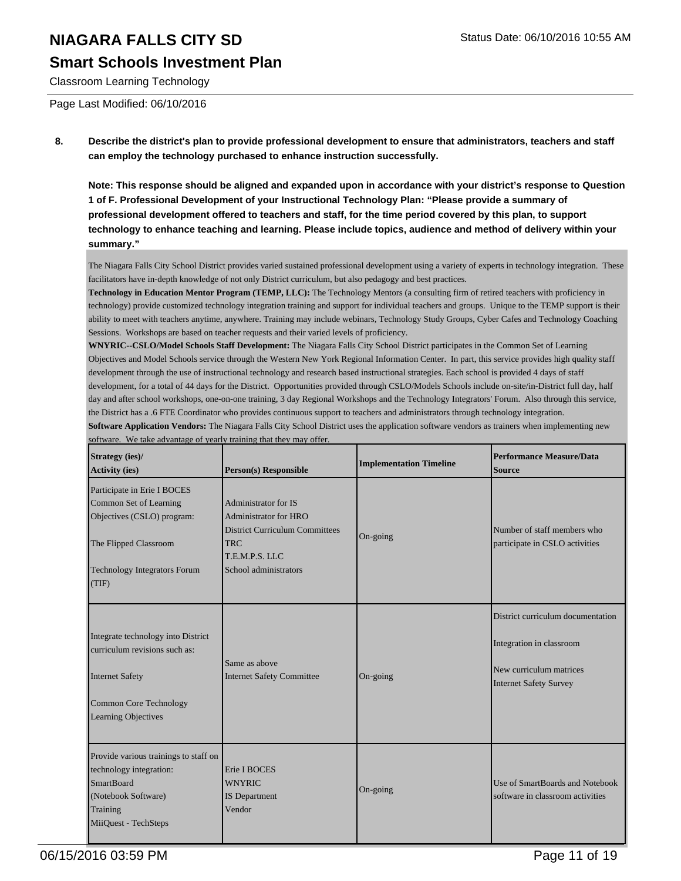# NIAGARA FALLS CITY SD

## Smart Schools Investment Plan

Classroom Learning Technology

Page Last Modified: 06/10/2016

**8. Describe the district's plan to provide professional development to ensure that administrators, teachers and staff can employ the technology purchased to enhance instruction successfully.**

**Note: This response should be aligned and expanded upon in accordance with your district's response to Question 1 of F. Professional Development of your Instructional Technology Plan: "Please provide a summary of professional development offered to teachers and staff, for the time period covered by this plan, to support technology to enhance teaching and learning. Please include topics, audience and method of delivery within your summary."**

The Niagara Falls City School District provides varied sustained professional development using a variety of experts in technology integration. These facilitators have in-depth knowledge of not only District curriculum, but also pedagogy and best practices.

**Technology in Education Mentor Program (TEMP, LLC):** The Technology Mentors (a consulting firm of retired teachers with proficiency in technology) provide customized technology integration training and support for individual teachers and groups. Unique to the TEMP support is their ability to meet with teachers anytime, anywhere. Training may include webinars, Technology Study Groups, Cyber Cafes and Technology Coaching Sessions. Workshops are based on teacher requests and their varied levels of proficiency.

**WNYRIC--CSLO/Model Schools Staff Development:** The Niagara Falls City School District participates in the Common Set of Learning Objectives and Model Schools service through the Western New York Regional Information Center. In part, this service provides high quality staff development through the use of instructional technology and research based instructional strategies. Each school is provided 4 days of staff development, for a total of 44 days for the District. Opportunities provided through CSLO/Models Schools include on-site/in-District full day, half day and after school workshops, one-on-one training, 3 day Regional Workshops and the Technology Integrators' Forum. Also through this service, the District has a .6 FTE Coordinator who provides continuous support to teachers and administrators through technology integration.

**Software Application Vendors:** The Niagara Falls City School District uses the application software vendors as trainers when implementing new software. We take advantage of yearly training that they may offer.

| Strategy (ies)/ Activity (ies) | Person(s) Responsible | Implementation Timeline | Performance Measure/Data Source |
|---|---|---|---|
| Participate in Erie I BOCES Common Set of Learning Objectives (CSLO) program:<br><br>The Flipped Classroom<br><br>Technology Integrators Forum (TIF) | Administrator for IS<br>Administrator for HRO<br>District Curriculum Committees<br>TRC<br>T.E.M.P.S. LLC<br>School administrators | On-going | Number of staff members who participate in CSLO activities |
| Integrate technology into District curriculum revisions such as:<br><br>Internet Safety<br><br>Common Core Technology Learning Objectives | Same as above<br>Internet Safety Committee | On-going | District curriculum documentation<br><br>Integration in classroom<br><br>New curriculum matrices<br>Internet Safety Survey |
| Provide various trainings to staff on technology integration:<br>SmartBoard<br>(Notebook Software)<br>Training<br>MiiQuest - TechSteps | Erie I BOCES<br>WNYRIC<br>IS Department<br>Vendor | On-going | Use of SmartBoards and Notebook software in classroom activities |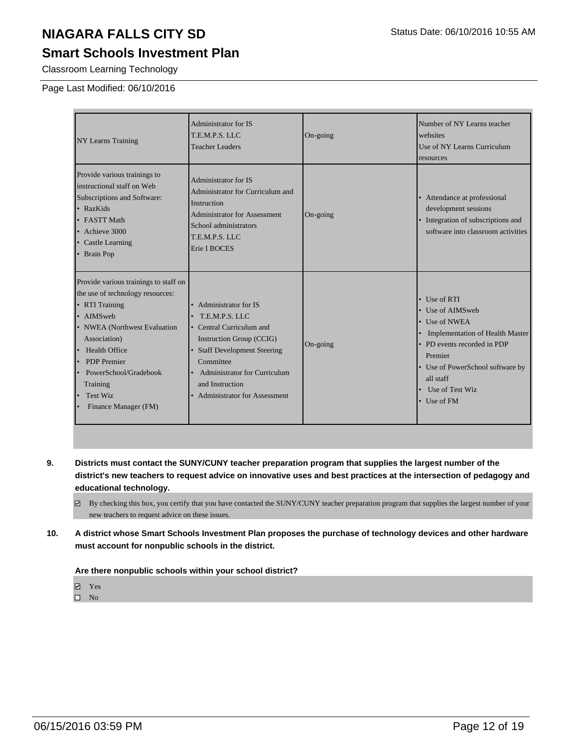# NIAGARA FALLS CITY SD

## Smart Schools Investment Plan

Classroom Learning Technology

Page Last Modified: 06/10/2016

| | | | |
|---|---|---|---|
| NY Learns Training | Administrator for IS<br>T.E.M.P.S. LLC<br>Teacher Leaders | On-going | Number of NY Learns teacher websites<br>Use of NY Learns Curriculum resources |
| Provide various trainings to instructional staff on Web Subscriptions and Software:<br>• RazKids<br>• FASTT Math<br>• Achieve 3000<br>• Castle Learning<br>• Brain Pop | Administrator for IS<br>Administrator for Curriculum and Instruction<br>Administrator for Assessment<br>School administrators<br>T.E.M.P.S. LLC<br>Erie I BOCES | On-going | • Attendance at professional development sessions<br>• Integration of subscriptions and software into classroom activities |
| Provide various trainings to staff on the use of technology resources:<br>• RTI Training<br>• AIMSweb<br>• NWEA (Northwest Evaluation Association)<br>• Health Office<br>• PDP Premier<br>• PowerSchool/Gradebook Training<br>• Test Wiz<br>• Finance Manager (FM) | • Administrator for IS<br>• T.E.M.P.S. LLC<br>• Central Curriculum and Instruction Group (CCIG)<br>• Staff Development Steering Committee<br>• Administrator for Curriculum and Instruction<br>• Administrator for Assessment | On-going | • Use of RTI<br>• Use of AIMSweb<br>• Use of NWEA<br>• Implementation of Health Master<br>• PD events recorded in PDP Premier<br>• Use of PowerSchool software by all staff<br>• Use of Test Wiz<br>• Use of FM |

**9. Districts must contact the SUNY/CUNY teacher preparation program that supplies the largest number of the district's new teachers to request advice on innovative uses and best practices at the intersection of pedagogy and educational technology.**

☑ By checking this box, you certify that you have contacted the SUNY/CUNY teacher preparation program that supplies the largest number of your new teachers to request advice on these issues.

**10. A district whose Smart Schools Investment Plan proposes the purchase of technology devices and other hardware must account for nonpublic schools in the district.**

**Are there nonpublic schools within your school district?**

☑ Yes
☐ No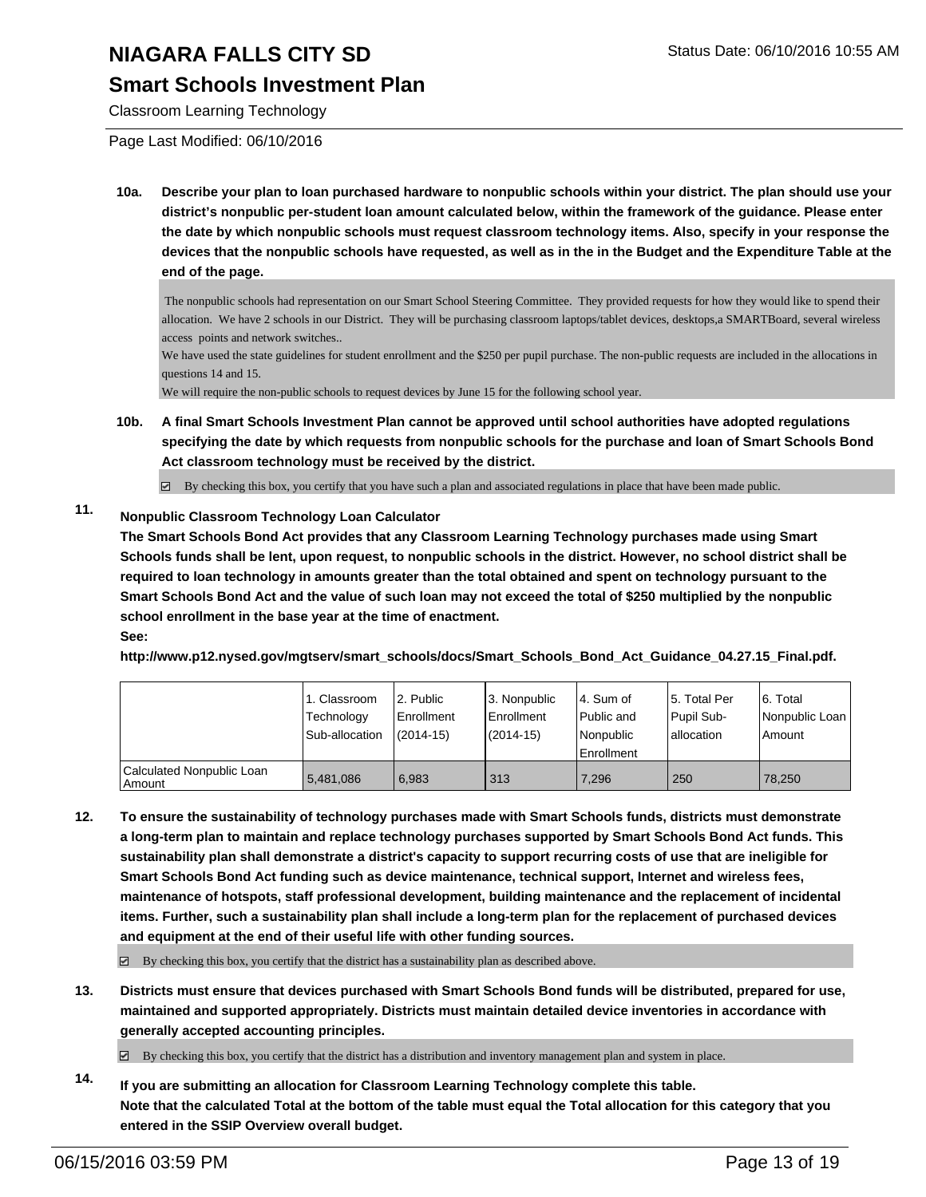# NIAGARA FALLS CITY SD

## Smart Schools Investment Plan

Classroom Learning Technology

Page Last Modified: 06/10/2016

**10a. Describe your plan to loan purchased hardware to nonpublic schools within your district. The plan should use your district's nonpublic per-student loan amount calculated below, within the framework of the guidance. Please enter the date by which nonpublic schools must request classroom technology items. Also, specify in your response the devices that the nonpublic schools have requested, as well as in the in the Budget and the Expenditure Table at the end of the page.**

The nonpublic schools had representation on our Smart School Steering Committee. They provided requests for how they would like to spend their allocation. We have 2 schools in our District. They will be purchasing classroom laptops/tablet devices, desktops,a SMARTBoard, several wireless access points and network switches..
We have used the state guidelines for student enrollment and the $250 per pupil purchase. The non-public requests are included in the allocations in questions 14 and 15.
We will require the non-public schools to request devices by June 15 for the following school year.

**10b. A final Smart Schools Investment Plan cannot be approved until school authorities have adopted regulations specifying the date by which requests from nonpublic schools for the purchase and loan of Smart Schools Bond Act classroom technology must be received by the district.**

☑ By checking this box, you certify that you have such a plan and associated regulations in place that have been made public.

**11. Nonpublic Classroom Technology Loan Calculator**

**The Smart Schools Bond Act provides that any Classroom Learning Technology purchases made using Smart Schools funds shall be lent, upon request, to nonpublic schools in the district. However, no school district shall be required to loan technology in amounts greater than the total obtained and spent on technology pursuant to the Smart Schools Bond Act and the value of such loan may not exceed the total of $250 multiplied by the nonpublic school enrollment in the base year at the time of enactment.**

**See:**

**http://www.p12.nysed.gov/mgtserv/smart_schools/docs/Smart_Schools_Bond_Act_Guidance_04.27.15_Final.pdf.**

| | 1. Classroom Technology Sub-allocation | 2. Public Enrollment (2014-15) | 3. Nonpublic Enrollment (2014-15) | 4. Sum of Public and Nonpublic Enrollment | 5. Total Per Pupil Sub-allocation | 6. Total Nonpublic Loan Amount |
|---|---|---|---|---|---|---|
| Calculated Nonpublic Loan Amount | 5,481,086 | 6,983 | 313 | 7,296 | 250 | 78,250 |

**12. To ensure the sustainability of technology purchases made with Smart Schools funds, districts must demonstrate a long-term plan to maintain and replace technology purchases supported by Smart Schools Bond Act funds. This sustainability plan shall demonstrate a district's capacity to support recurring costs of use that are ineligible for Smart Schools Bond Act funding such as device maintenance, technical support, Internet and wireless fees, maintenance of hotspots, staff professional development, building maintenance and the replacement of incidental items. Further, such a sustainability plan shall include a long-term plan for the replacement of purchased devices and equipment at the end of their useful life with other funding sources.**

☑ By checking this box, you certify that the district has a sustainability plan as described above.

**13. Districts must ensure that devices purchased with Smart Schools Bond funds will be distributed, prepared for use, maintained and supported appropriately. Districts must maintain detailed device inventories in accordance with generally accepted accounting principles.**

☑ By checking this box, you certify that the district has a distribution and inventory management plan and system in place.

**14. If you are submitting an allocation for Classroom Learning Technology complete this table. Note that the calculated Total at the bottom of the table must equal the Total allocation for this category that you entered in the SSIP Overview overall budget.**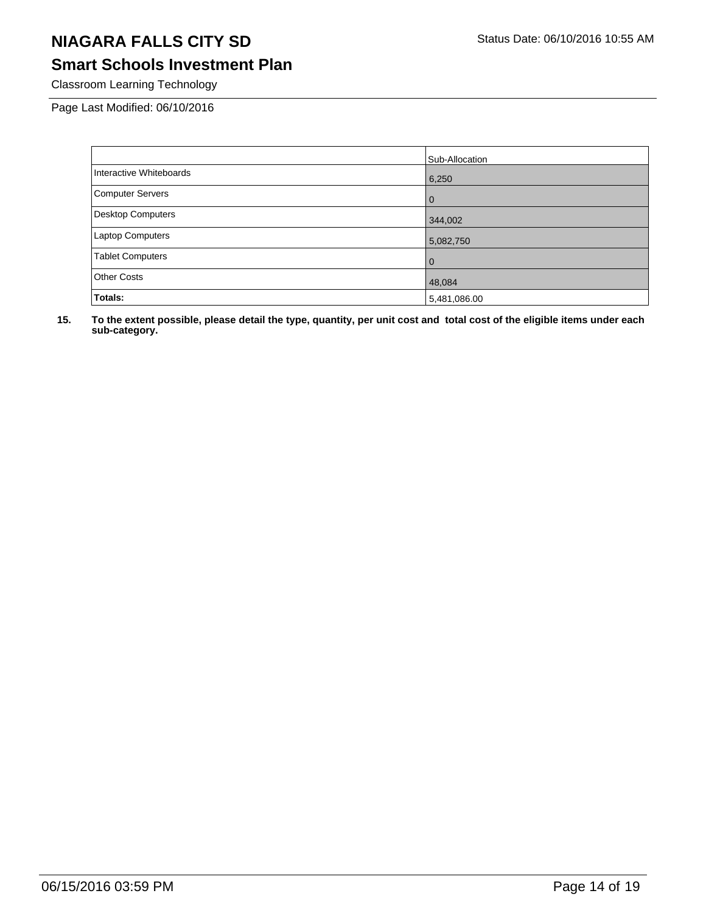# NIAGARA FALLS CITY SD

## Smart Schools Investment Plan

Classroom Learning Technology

Page Last Modified: 06/10/2016

| | Sub-Allocation |
|---|---|
| Interactive Whiteboards | 6,250 |
| Computer Servers | 0 |
| Desktop Computers | 344,002 |
| Laptop Computers | 5,082,750 |
| Tablet Computers | 0 |
| Other Costs | 48,084 |
| **Totals:** | 5,481,086.00 |

**15. To the extent possible, please detail the type, quantity, per unit cost and total cost of the eligible items under each sub-category.**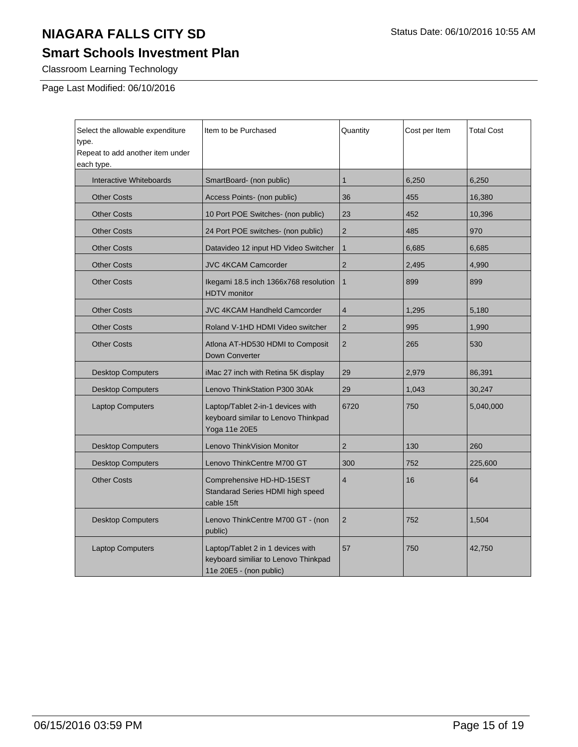# NIAGARA FALLS CITY SD

Status Date: 06/10/2016 10:55 AM

## Smart Schools Investment Plan

Classroom Learning Technology

Page Last Modified: 06/10/2016

| Select the allowable expenditure type.<br>Repeat to add another item under each type. | Item to be Purchased | Quantity | Cost per Item | Total Cost |
|---|---|---|---|---|
| Interactive Whiteboards | SmartBoard- (non public) | 1 | 6,250 | 6,250 |
| Other Costs | Access Points- (non public) | 36 | 455 | 16,380 |
| Other Costs | 10 Port POE Switches- (non public) | 23 | 452 | 10,396 |
| Other Costs | 24 Port POE switches- (non public) | 2 | 485 | 970 |
| Other Costs | Datavideo 12 input HD Video Switcher | 1 | 6,685 | 6,685 |
| Other Costs | JVC 4KCAM Camcorder | 2 | 2,495 | 4,990 |
| Other Costs | Ikegami 18.5 inch 1366x768 resolution HDTV monitor | 1 | 899 | 899 |
| Other Costs | JVC 4KCAM Handheld Camcorder | 4 | 1,295 | 5,180 |
| Other Costs | Roland V-1HD HDMI Video switcher | 2 | 995 | 1,990 |
| Other Costs | Atlona AT-HD530 HDMI to Composit Down Converter | 2 | 265 | 530 |
| Desktop Computers | iMac 27 inch with Retina 5K display | 29 | 2,979 | 86,391 |
| Desktop Computers | Lenovo ThinkStation P300 30Ak | 29 | 1,043 | 30,247 |
| Laptop Computers | Laptop/Tablet 2-in-1 devices with keyboard similar to Lenovo Thinkpad Yoga 11e 20E5 | 6720 | 750 | 5,040,000 |
| Desktop Computers | Lenovo ThinkVision Monitor | 2 | 130 | 260 |
| Desktop Computers | Lenovo ThinkCentre M700 GT | 300 | 752 | 225,600 |
| Other Costs | Comprehensive HD-HD-15EST Standarad Series HDMI high speed cable 15ft | 4 | 16 | 64 |
| Desktop Computers | Lenovo ThinkCentre M700 GT - (non public) | 2 | 752 | 1,504 |
| Laptop Computers | Laptop/Tablet 2 in 1 devices with keyboard similiar to Lenovo Thinkpad 11e 20E5 - (non public) | 57 | 750 | 42,750 |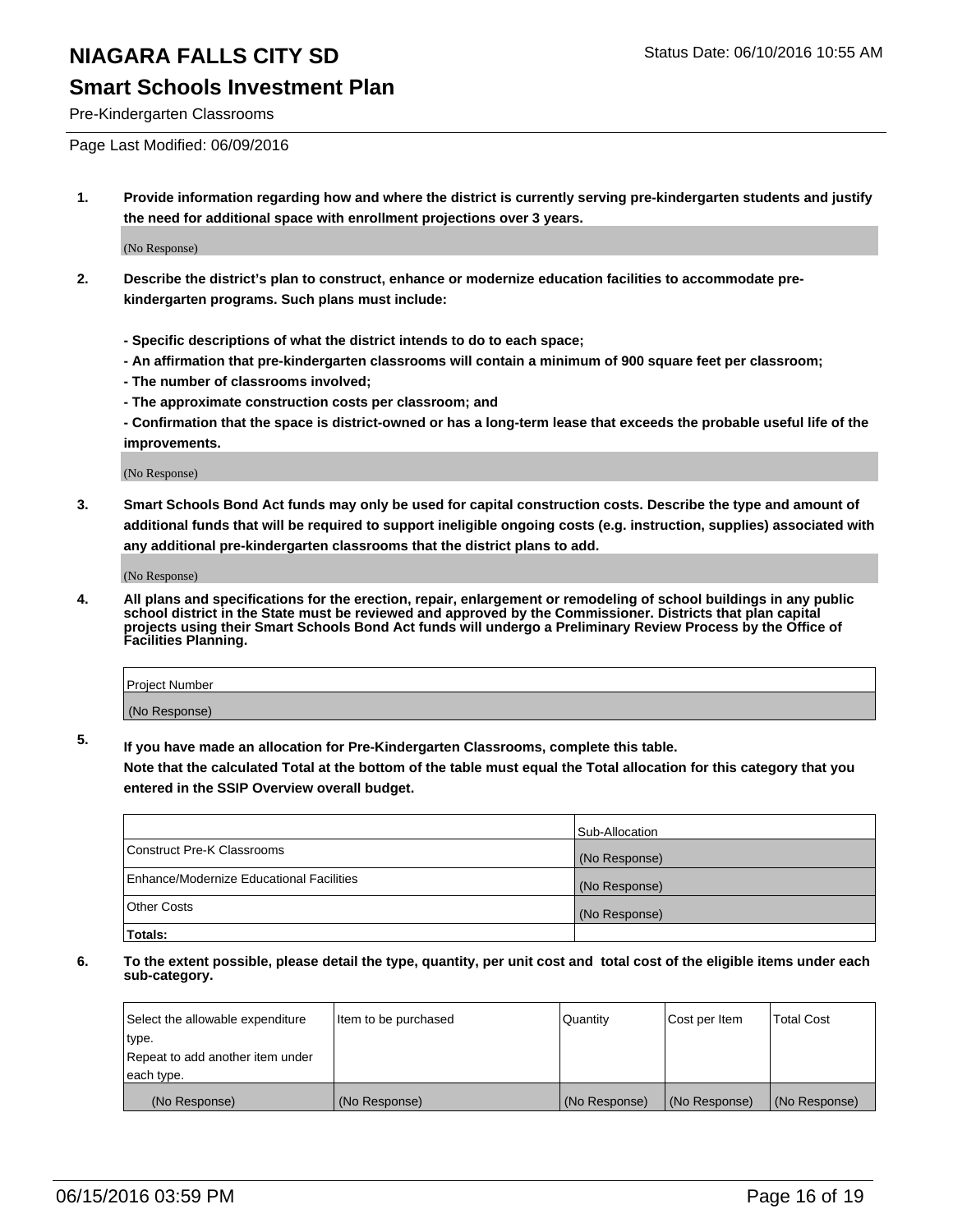# NIAGARA FALLS CITY SD

Status Date: 06/10/2016 10:55 AM

## Smart Schools Investment Plan

Pre-Kindergarten Classrooms

Page Last Modified: 06/09/2016

1. **Provide information regarding how and where the district is currently serving pre-kindergarten students and justify the need for additional space with enrollment projections over 3 years.**

   (No Response)

2. **Describe the district's plan to construct, enhance or modernize education facilities to accommodate pre-kindergarten programs. Such plans must include:**

   **- Specific descriptions of what the district intends to do to each space;**
   **- An affirmation that pre-kindergarten classrooms will contain a minimum of 900 square feet per classroom;**
   **- The number of classrooms involved;**
   **- The approximate construction costs per classroom; and**
   **- Confirmation that the space is district-owned or has a long-term lease that exceeds the probable useful life of the improvements.**

   (No Response)

3. **Smart Schools Bond Act funds may only be used for capital construction costs. Describe the type and amount of additional funds that will be required to support ineligible ongoing costs (e.g. instruction, supplies) associated with any additional pre-kindergarten classrooms that the district plans to add.**

   (No Response)

4. **All plans and specifications for the erection, repair, enlargement or remodeling of school buildings in any public school district in the State must be reviewed and approved by the Commissioner. Districts that plan capital projects using their Smart Schools Bond Act funds will undergo a Preliminary Review Process by the Office of Facilities Planning.**

| Project Number |
|---|
| (No Response) |

5. **If you have made an allocation for Pre-Kindergarten Classrooms, complete this table.**
   **Note that the calculated Total at the bottom of the table must equal the Total allocation for this category that you entered in the SSIP Overview overall budget.**

| | Sub-Allocation |
|---|---|
| Construct Pre-K Classrooms | (No Response) |
| Enhance/Modernize Educational Facilities | (No Response) |
| Other Costs | (No Response) |
| **Totals:** | |

6. **To the extent possible, please detail the type, quantity, per unit cost and total cost of the eligible items under each sub-category.**

| Select the allowable expenditure type. Repeat to add another item under each type. | Item to be purchased | Quantity | Cost per Item | Total Cost |
|---|---|---|---|---|
| (No Response) | (No Response) | (No Response) | (No Response) | (No Response) |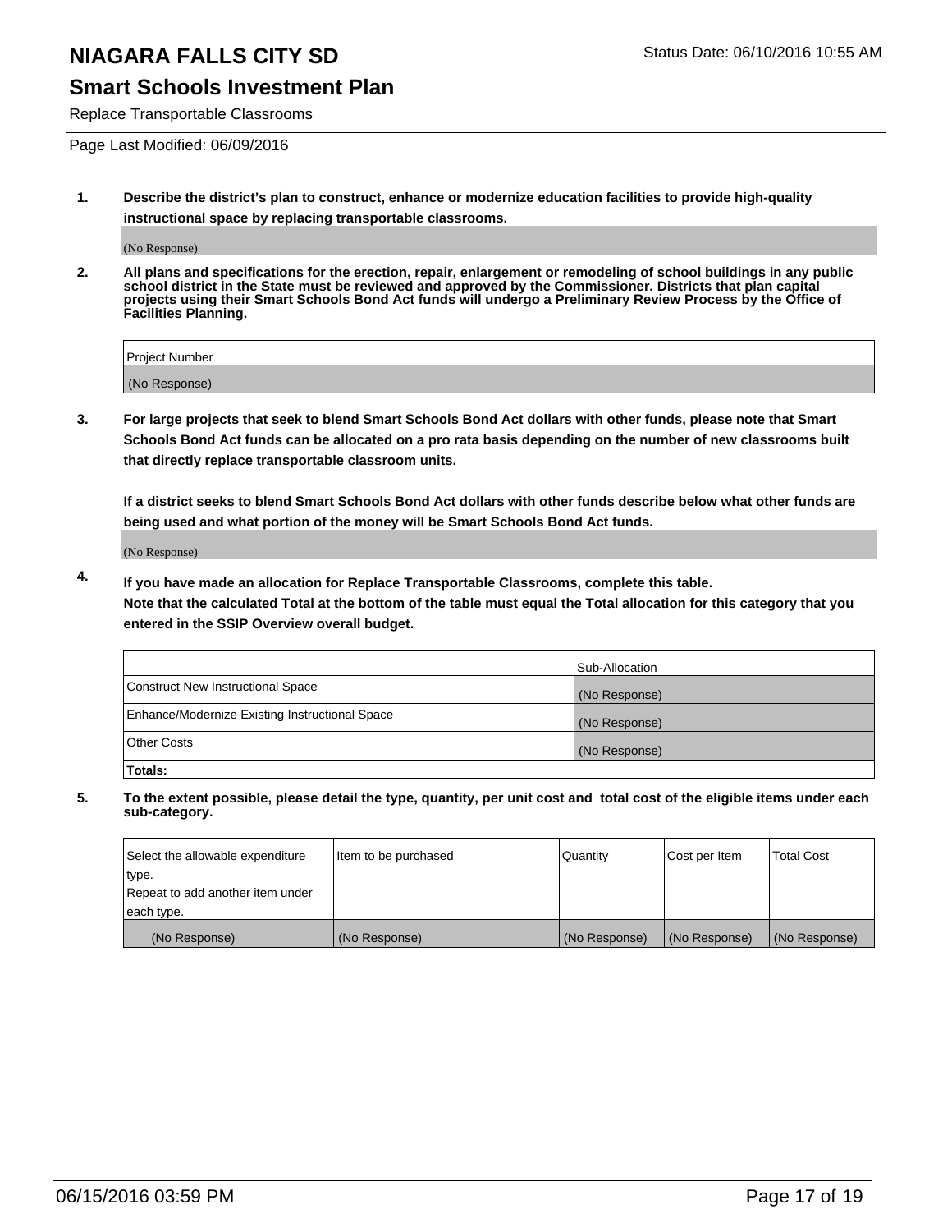# NIAGARA FALLS CITY SD

Status Date: 06/10/2016 10:55 AM

## Smart Schools Investment Plan

Replace Transportable Classrooms

Page Last Modified: 06/09/2016

**1. Describe the district's plan to construct, enhance or modernize education facilities to provide high-quality instructional space by replacing transportable classrooms.**

(No Response)

**2. All plans and specifications for the erection, repair, enlargement or remodeling of school buildings in any public school district in the State must be reviewed and approved by the Commissioner. Districts that plan capital projects using their Smart Schools Bond Act funds will undergo a Preliminary Review Process by the Office of Facilities Planning.**

| Project Number |
| --- |
| (No Response) |

**3. For large projects that seek to blend Smart Schools Bond Act dollars with other funds, please note that Smart Schools Bond Act funds can be allocated on a pro rata basis depending on the number of new classrooms built that directly replace transportable classroom units.**

**If a district seeks to blend Smart Schools Bond Act dollars with other funds describe below what other funds are being used and what portion of the money will be Smart Schools Bond Act funds.**

(No Response)

**4. If you have made an allocation for Replace Transportable Classrooms, complete this table. Note that the calculated Total at the bottom of the table must equal the Total allocation for this category that you entered in the SSIP Overview overall budget.**

| | Sub-Allocation |
| --- | --- |
| Construct New Instructional Space | (No Response) |
| Enhance/Modernize Existing Instructional Space | (No Response) |
| Other Costs | (No Response) |
| **Totals:** | |

**5. To the extent possible, please detail the type, quantity, per unit cost and total cost of the eligible items under each sub-category.**

| Select the allowable expenditure type. Repeat to add another item under each type. | Item to be purchased | Quantity | Cost per Item | Total Cost |
| --- | --- | --- | --- | --- |
| (No Response) | (No Response) | (No Response) | (No Response) | (No Response) |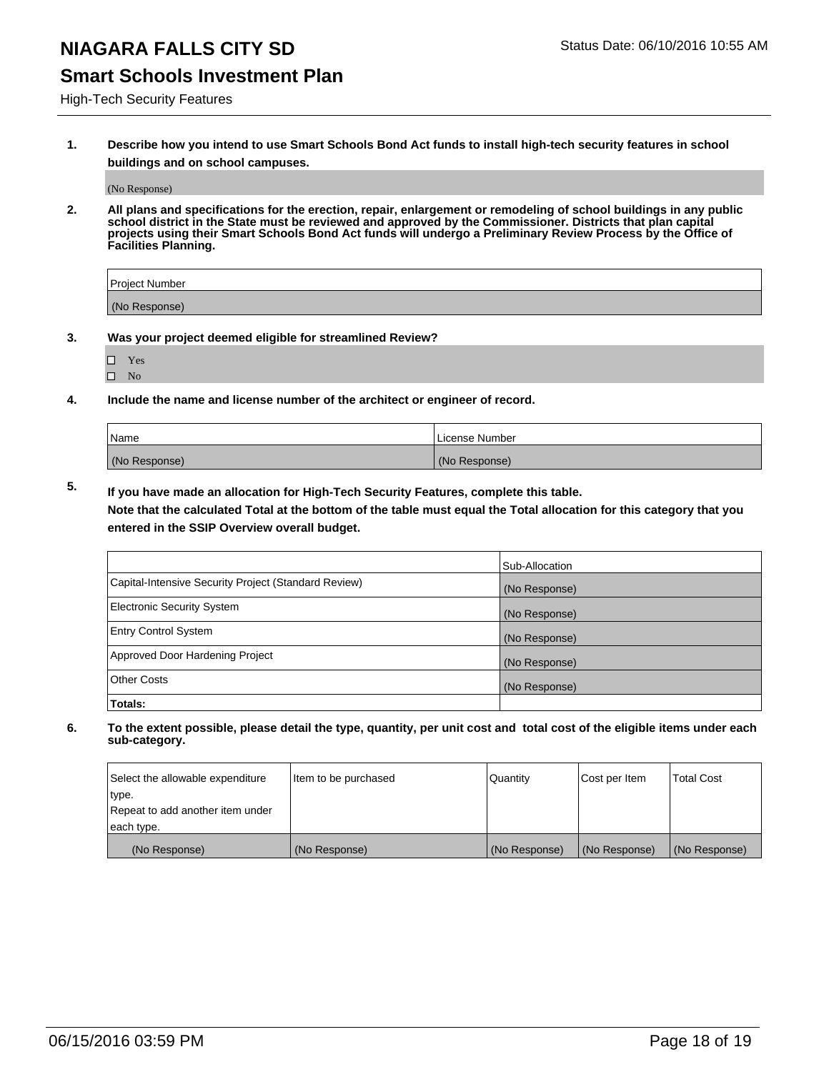# NIAGARA FALLS CITY SD

Status Date: 06/10/2016 10:55 AM

## Smart Schools Investment Plan

High-Tech Security Features

**1. Describe how you intend to use Smart Schools Bond Act funds to install high-tech security features in school buildings and on school campuses.**

(No Response)

**2. All plans and specifications for the erection, repair, enlargement or remodeling of school buildings in any public school district in the State must be reviewed and approved by the Commissioner. Districts that plan capital projects using their Smart Schools Bond Act funds will undergo a Preliminary Review Process by the Office of Facilities Planning.**

| Project Number |
|---|
| (No Response) |

**3. Was your project deemed eligible for streamlined Review?**

- ☐ Yes
- ☐ No

**4. Include the name and license number of the architect or engineer of record.**

| Name | License Number |
|---|---|
| (No Response) | (No Response) |

**5. If you have made an allocation for High-Tech Security Features, complete this table.**

**Note that the calculated Total at the bottom of the table must equal the Total allocation for this category that you entered in the SSIP Overview overall budget.**

| | Sub-Allocation |
|---|---|
| Capital-Intensive Security Project (Standard Review) | (No Response) |
| Electronic Security System | (No Response) |
| Entry Control System | (No Response) |
| Approved Door Hardening Project | (No Response) |
| Other Costs | (No Response) |
| **Totals:** | |

**6. To the extent possible, please detail the type, quantity, per unit cost and total cost of the eligible items under each sub-category.**

| Select the allowable expenditure type. Repeat to add another item under each type. | Item to be purchased | Quantity | Cost per Item | Total Cost |
|---|---|---|---|---|
| (No Response) | (No Response) | (No Response) | (No Response) | (No Response) |